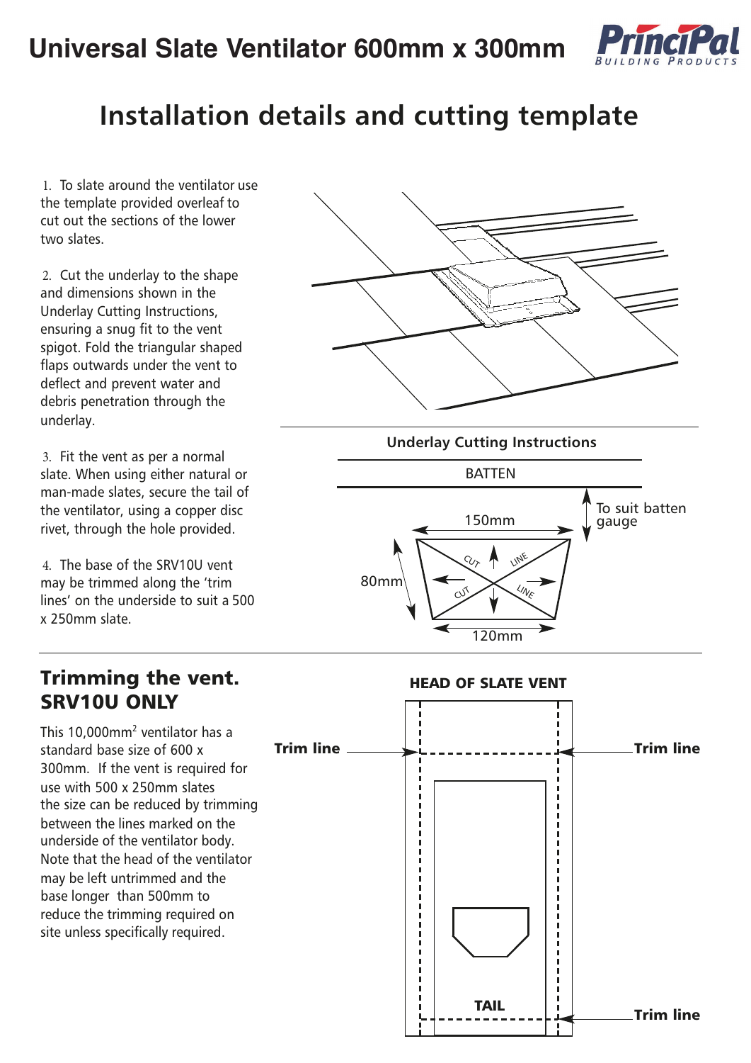# Universal Slate Ventilator 600mm x 300mm

PrinciPal BUILDING PRODUCTS

## Installation details and cutting template

1. To slate around the ventilator use the template provided overleaf to cut out the sections of the lower two slates.

2. Cut the underlay to the shape and dimensions shown in the Underlay Cutting Instructions, ensuring a snug fit to the vent spigot. Fold the triangular shaped flaps outwards under the vent to deflect and prevent water and debris penetration through the underlay.

3. Fit the vent as per a normal slate. When using either natural or man-made slates, secure the tail of the ventilator, using a copper disc rivet, through the hole provided.

4. The base of the SRV10U vent may be trimmed along the 'trim lines' on the underside to suit a 500 x 250mm slate.

**Underlay Cutting Instructions**

BATTEN

To suit batten gauge

150mm

80mm

CUT LINE

CUT LINE

120mm

## Trimming the vent. SRV10U ONLY

This 10,000mm$^2$ ventilator has a standard base size of 600 x 300mm. If the vent is required for use with 500 x 250mm slates the size can be reduced by trimming between the lines marked on the underside of the ventilator body. Note that the head of the ventilator may be left untrimmed and the base longer than 500mm to reduce the trimming required on site unless specifically required.

**HEAD OF SLATE VENT**

**Trim line**

**Trim line**

**TAIL**

**Trim line**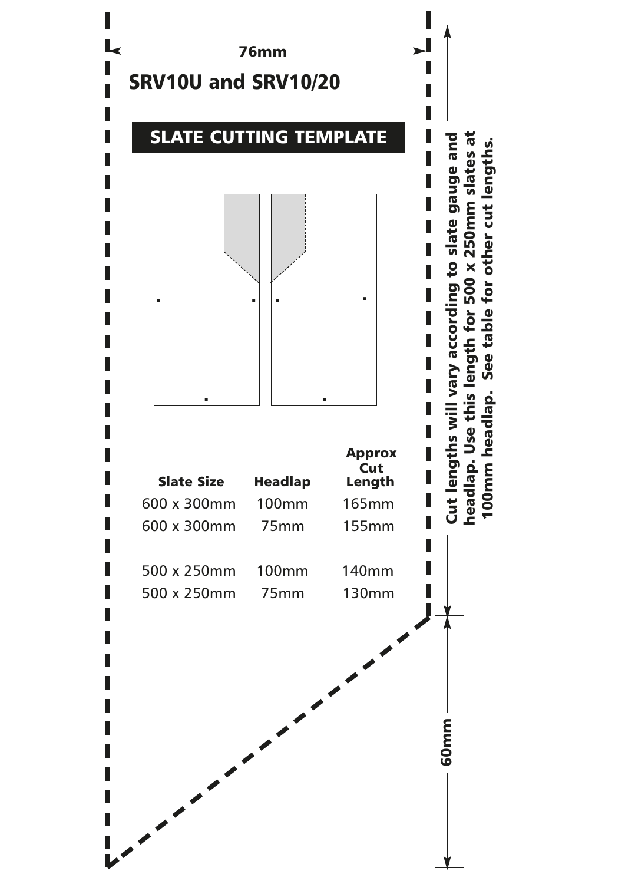76mm

## SRV10U and SRV10/20

**SLATE CUTTING TEMPLATE**

| Slate Size | Headlap | Approx Cut Length |
|---|---|---|
| 600 x 300mm | 100mm | 165mm |
| 600 x 300mm | 75mm | 155mm |
| 500 x 250mm | 100mm | 140mm |
| 500 x 250mm | 75mm | 130mm |

**Cut lengths will vary according to slate gauge and headlap. Use this length for 500 x 250mm slates at 100mm headlap. See table for other cut lengths.**

60mm